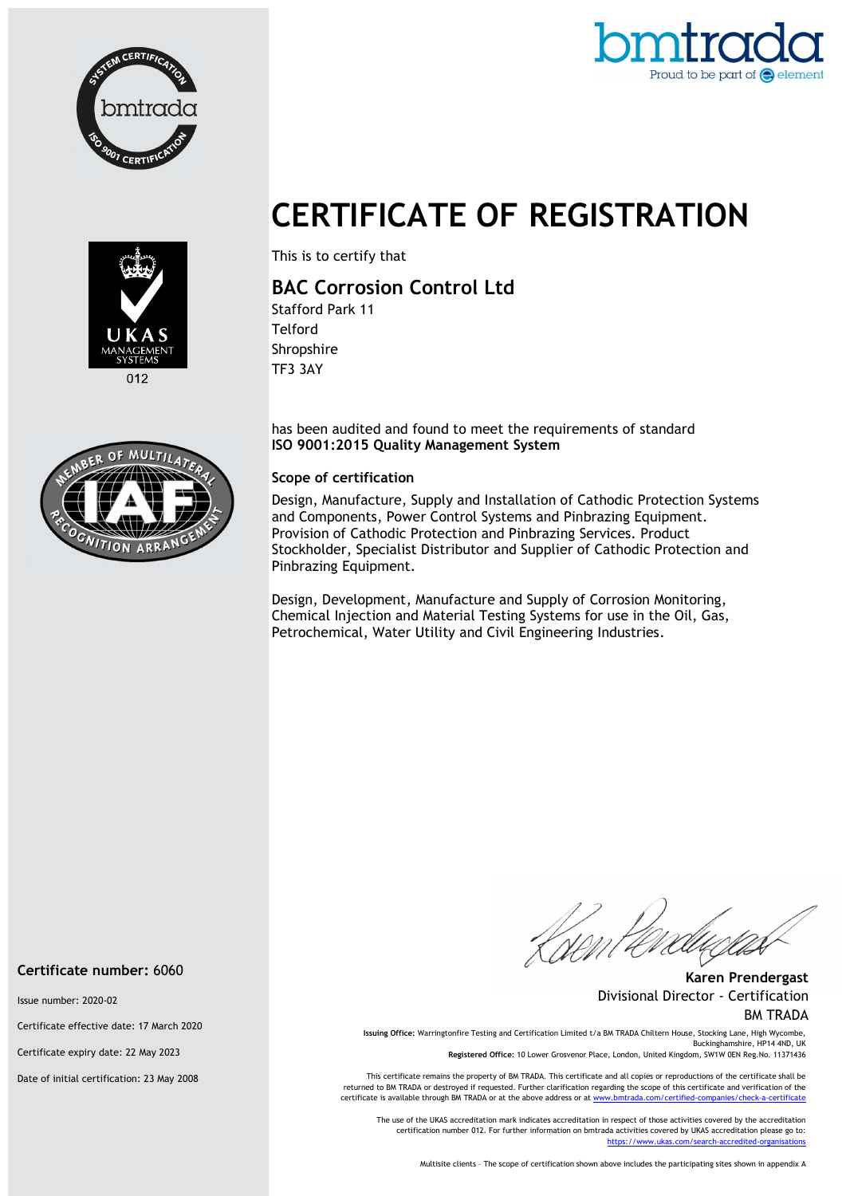# CERTIFICATE OF REGISTRATION

This is to certify that

## BAC Corrosion Control Ltd

Stafford Park 11
Telford
Shropshire
TF3 3AY

has been audited and found to meet the requirements of standard
**ISO 9001:2015 Quality Management System**

### Scope of certification

Design, Manufacture, Supply and Installation of Cathodic Protection Systems and Components, Power Control Systems and Pinbrazing Equipment. Provision of Cathodic Protection and Pinbrazing Services. Product Stockholder, Specialist Distributor and Supplier of Cathodic Protection and Pinbrazing Equipment.

Design, Development, Manufacture and Supply of Corrosion Monitoring, Chemical Injection and Material Testing Systems for use in the Oil, Gas, Petrochemical, Water Utility and Civil Engineering Industries.

**Certificate number:** 6060

Issue number: 2020-02

Certificate effective date: 17 March 2020

Certificate expiry date: 22 May 2023

Date of initial certification: 23 May 2008

**Karen Prendergast**
Divisional Director - Certification
BM TRADA

**Issuing Office:** Warringtonfire Testing and Certification Limited t/a BM TRADA Chiltern House, Stocking Lane, High Wycombe, Buckinghamshire, HP14 4ND, UK
**Registered Office:** 10 Lower Grosvenor Place, London, United Kingdom, SW1W 0EN Reg.No. 11371436

This certificate remains the property of BM TRADA. This certificate and all copies or reproductions of the certificate shall be returned to BM TRADA or destroyed if requested. Further clarification regarding the scope of this certificate and verification of the certificate is available through BM TRADA or at the above address or at www.bmtrada.com/certified-companies/check-a-certificate

The use of the UKAS accreditation mark indicates accreditation in respect of those activities covered by the accreditation certification number 012. For further information on bmtrada activities covered by UKAS accreditation please go to: https://www.ukas.com/search-accredited-organisations

Multisite clients – The scope of certification shown above includes the participating sites shown in appendix A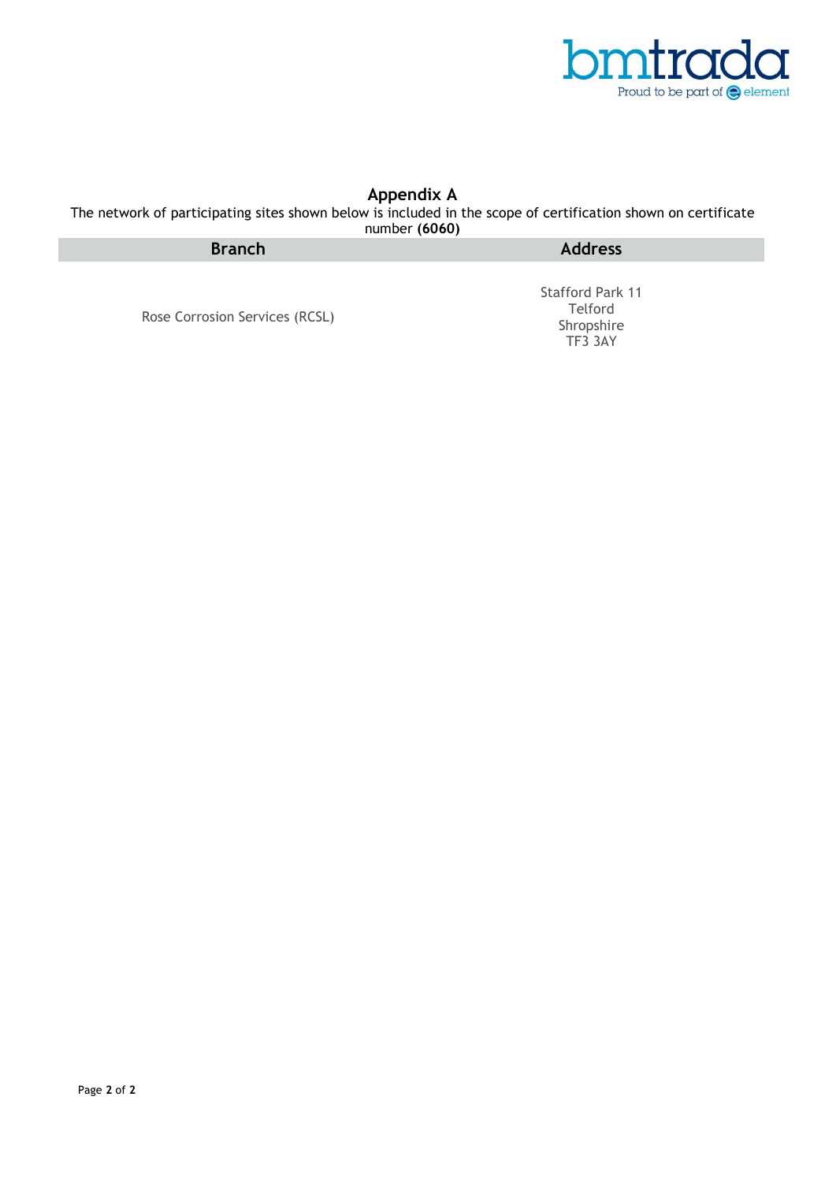## Appendix A

The network of participating sites shown below is included in the scope of certification shown on certificate number **(6060)**

| Branch | Address |
| --- | --- |
| Rose Corrosion Services (RCSL) | Stafford Park 11<br>Telford<br>Shropshire<br>TF3 3AY |